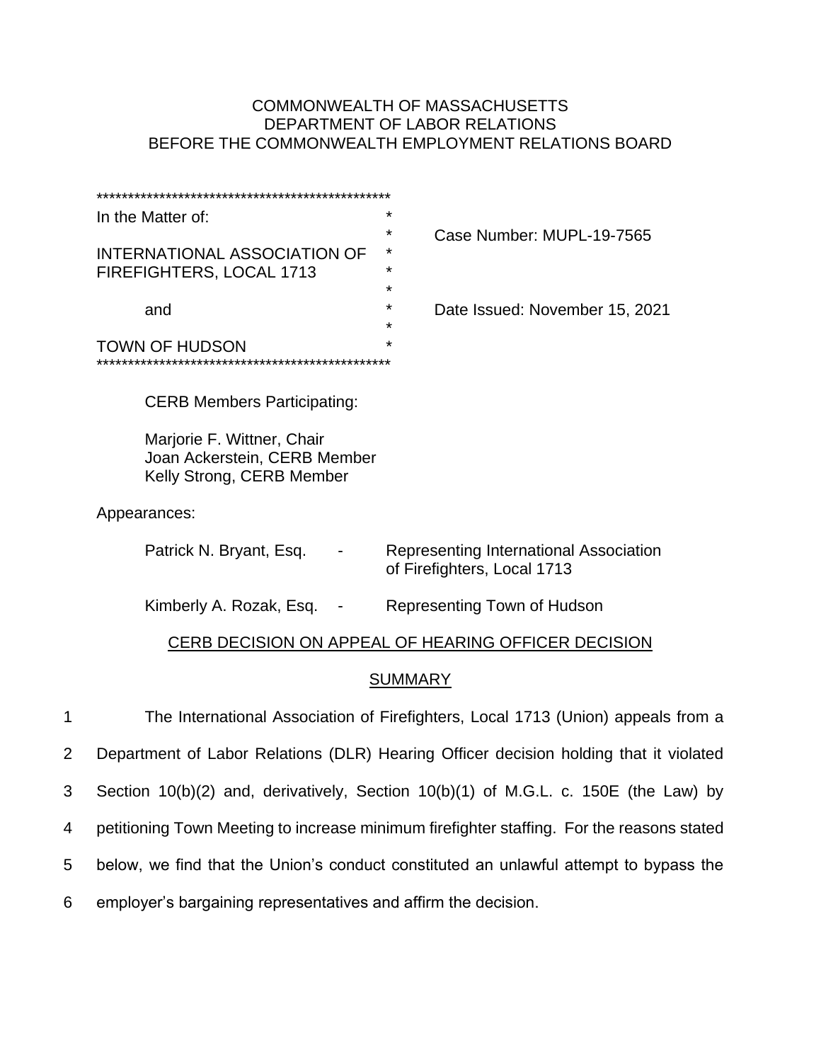COMMONWEALTH OF MASSACHUSETTS
DEPARTMENT OF LABOR RELATIONS
BEFORE THE COMMONWEALTH EMPLOYMENT RELATIONS BOARD

| | |
|---|---|
| In the Matter of: | |
| | Case Number: MUPL-19-7565 |
| INTERNATIONAL ASSOCIATION OF FIREFIGHTERS, LOCAL 1713 | |
| and | Date Issued: November 15, 2021 |
| TOWN OF HUDSON | |

CERB Members Participating:

Marjorie F. Wittner, Chair
Joan Ackerstein, CERB Member
Kelly Strong, CERB Member

Appearances:

| | | |
|---|---|---|
| Patrick N. Bryant, Esq. | - | Representing International Association of Firefighters, Local 1713 |
| Kimberly A. Rozak, Esq. | - | Representing Town of Hudson |

## CERB DECISION ON APPEAL OF HEARING OFFICER DECISION

## SUMMARY

1 The International Association of Firefighters, Local 1713 (Union) appeals from a
2 Department of Labor Relations (DLR) Hearing Officer decision holding that it violated
3 Section 10(b)(2) and, derivatively, Section 10(b)(1) of M.G.L. c. 150E (the Law) by
4 petitioning Town Meeting to increase minimum firefighter staffing. For the reasons stated
5 below, we find that the Union's conduct constituted an unlawful attempt to bypass the
6 employer's bargaining representatives and affirm the decision.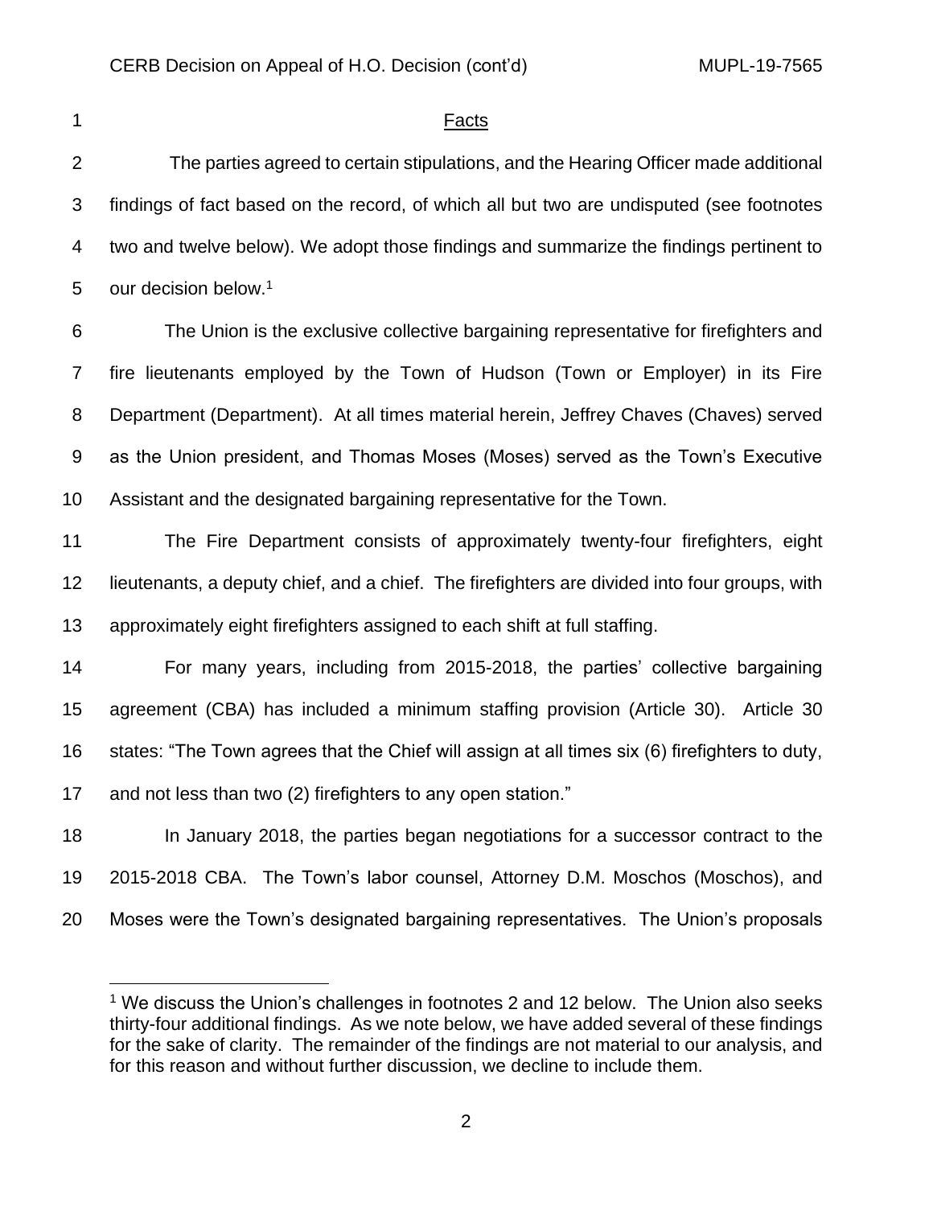## Facts

The parties agreed to certain stipulations, and the Hearing Officer made additional findings of fact based on the record, of which all but two are undisputed (see footnotes two and twelve below). We adopt those findings and summarize the findings pertinent to our decision below.[1]

The Union is the exclusive collective bargaining representative for firefighters and fire lieutenants employed by the Town of Hudson (Town or Employer) in its Fire Department (Department). At all times material herein, Jeffrey Chaves (Chaves) served as the Union president, and Thomas Moses (Moses) served as the Town's Executive Assistant and the designated bargaining representative for the Town.

The Fire Department consists of approximately twenty-four firefighters, eight lieutenants, a deputy chief, and a chief. The firefighters are divided into four groups, with approximately eight firefighters assigned to each shift at full staffing.

For many years, including from 2015-2018, the parties' collective bargaining agreement (CBA) has included a minimum staffing provision (Article 30). Article 30 states: "The Town agrees that the Chief will assign at all times six (6) firefighters to duty, and not less than two (2) firefighters to any open station."

In January 2018, the parties began negotiations for a successor contract to the 2015-2018 CBA. The Town's labor counsel, Attorney D.M. Moschos (Moschos), and Moses were the Town's designated bargaining representatives. The Union's proposals

---

[1] We discuss the Union's challenges in footnotes 2 and 12 below. The Union also seeks thirty-four additional findings. As we note below, we have added several of these findings for the sake of clarity. The remainder of the findings are not material to our analysis, and for this reason and without further discussion, we decline to include them.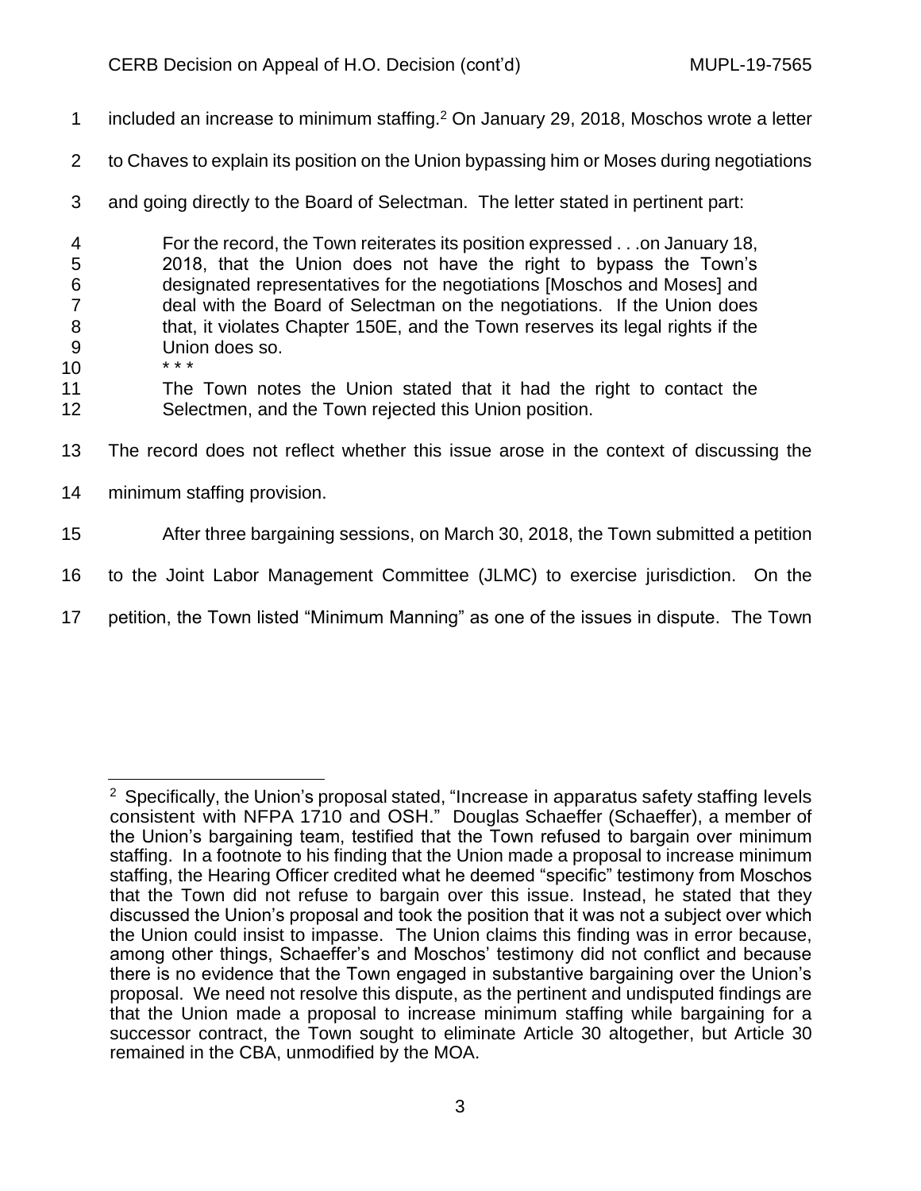included an increase to minimum staffing.[2] On January 29, 2018, Moschos wrote a letter to Chaves to explain its position on the Union bypassing him or Moses during negotiations and going directly to the Board of Selectman. The letter stated in pertinent part:

> For the record, the Town reiterates its position expressed . . .on January 18, 2018, that the Union does not have the right to bypass the Town's designated representatives for the negotiations [Moschos and Moses] and deal with the Board of Selectman on the negotiations. If the Union does that, it violates Chapter 150E, and the Town reserves its legal rights if the Union does so.
>
> \* \* \*
>
> The Town notes the Union stated that it had the right to contact the Selectmen, and the Town rejected this Union position.

The record does not reflect whether this issue arose in the context of discussing the minimum staffing provision.

After three bargaining sessions, on March 30, 2018, the Town submitted a petition to the Joint Labor Management Committee (JLMC) to exercise jurisdiction. On the petition, the Town listed "Minimum Manning" as one of the issues in dispute. The Town

---

[2] Specifically, the Union's proposal stated, "Increase in apparatus safety staffing levels consistent with NFPA 1710 and OSH." Douglas Schaeffer (Schaeffer), a member of the Union's bargaining team, testified that the Town refused to bargain over minimum staffing. In a footnote to his finding that the Union made a proposal to increase minimum staffing, the Hearing Officer credited what he deemed "specific" testimony from Moschos that the Town did not refuse to bargain over this issue. Instead, he stated that they discussed the Union's proposal and took the position that it was not a subject over which the Union could insist to impasse. The Union claims this finding was in error because, among other things, Schaeffer's and Moschos' testimony did not conflict and because there is no evidence that the Town engaged in substantive bargaining over the Union's proposal. We need not resolve this dispute, as the pertinent and undisputed findings are that the Union made a proposal to increase minimum staffing while bargaining for a successor contract, the Town sought to eliminate Article 30 altogether, but Article 30 remained in the CBA, unmodified by the MOA.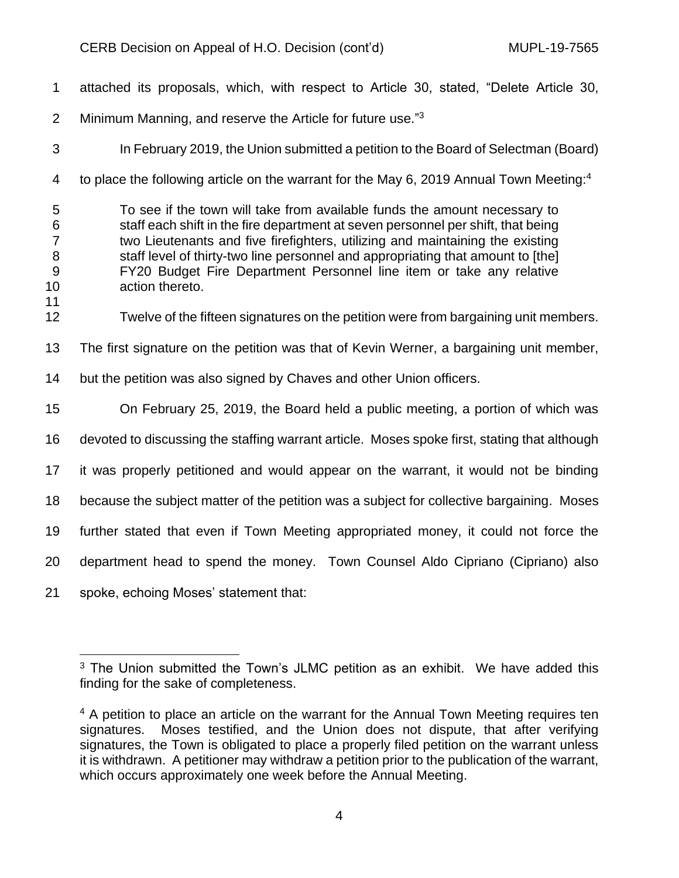attached its proposals, which, with respect to Article 30, stated, "Delete Article 30, Minimum Manning, and reserve the Article for future use."[3]

In February 2019, the Union submitted a petition to the Board of Selectman (Board) to place the following article on the warrant for the May 6, 2019 Annual Town Meeting:[4]

> To see if the town will take from available funds the amount necessary to staff each shift in the fire department at seven personnel per shift, that being two Lieutenants and five firefighters, utilizing and maintaining the existing staff level of thirty-two line personnel and appropriating that amount to [the] FY20 Budget Fire Department Personnel line item or take any relative action thereto.

Twelve of the fifteen signatures on the petition were from bargaining unit members. The first signature on the petition was that of Kevin Werner, a bargaining unit member, but the petition was also signed by Chaves and other Union officers.

On February 25, 2019, the Board held a public meeting, a portion of which was devoted to discussing the staffing warrant article. Moses spoke first, stating that although it was properly petitioned and would appear on the warrant, it would not be binding because the subject matter of the petition was a subject for collective bargaining. Moses further stated that even if Town Meeting appropriated money, it could not force the department head to spend the money. Town Counsel Aldo Cipriano (Cipriano) also spoke, echoing Moses' statement that:

---

[3] The Union submitted the Town's JLMC petition as an exhibit. We have added this finding for the sake of completeness.

[4] A petition to place an article on the warrant for the Annual Town Meeting requires ten signatures. Moses testified, and the Union does not dispute, that after verifying signatures, the Town is obligated to place a properly filed petition on the warrant unless it is withdrawn. A petitioner may withdraw a petition prior to the publication of the warrant, which occurs approximately one week before the Annual Meeting.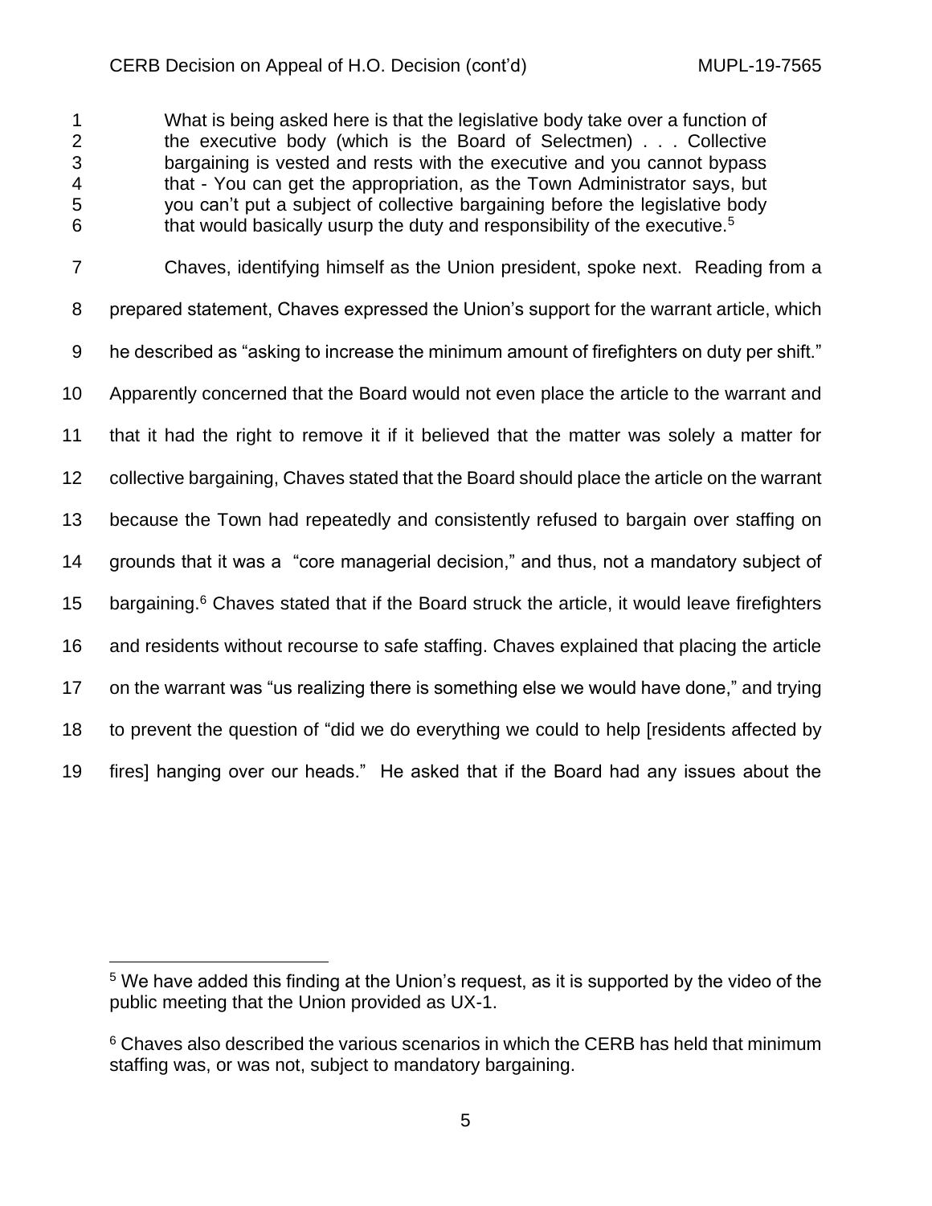> What is being asked here is that the legislative body take over a function of the executive body (which is the Board of Selectmen) . . . Collective bargaining is vested and rests with the executive and you cannot bypass that - You can get the appropriation, as the Town Administrator says, but you can't put a subject of collective bargaining before the legislative body that would basically usurp the duty and responsibility of the executive.[5]

Chaves, identifying himself as the Union president, spoke next. Reading from a prepared statement, Chaves expressed the Union's support for the warrant article, which he described as "asking to increase the minimum amount of firefighters on duty per shift." Apparently concerned that the Board would not even place the article to the warrant and that it had the right to remove it if it believed that the matter was solely a matter for collective bargaining, Chaves stated that the Board should place the article on the warrant because the Town had repeatedly and consistently refused to bargain over staffing on grounds that it was a "core managerial decision," and thus, not a mandatory subject of bargaining.[6] Chaves stated that if the Board struck the article, it would leave firefighters and residents without recourse to safe staffing. Chaves explained that placing the article on the warrant was "us realizing there is something else we would have done," and trying to prevent the question of "did we do everything we could to help [residents affected by fires] hanging over our heads." He asked that if the Board had any issues about the

---

[5] We have added this finding at the Union's request, as it is supported by the video of the public meeting that the Union provided as UX-1.

[6] Chaves also described the various scenarios in which the CERB has held that minimum staffing was, or was not, subject to mandatory bargaining.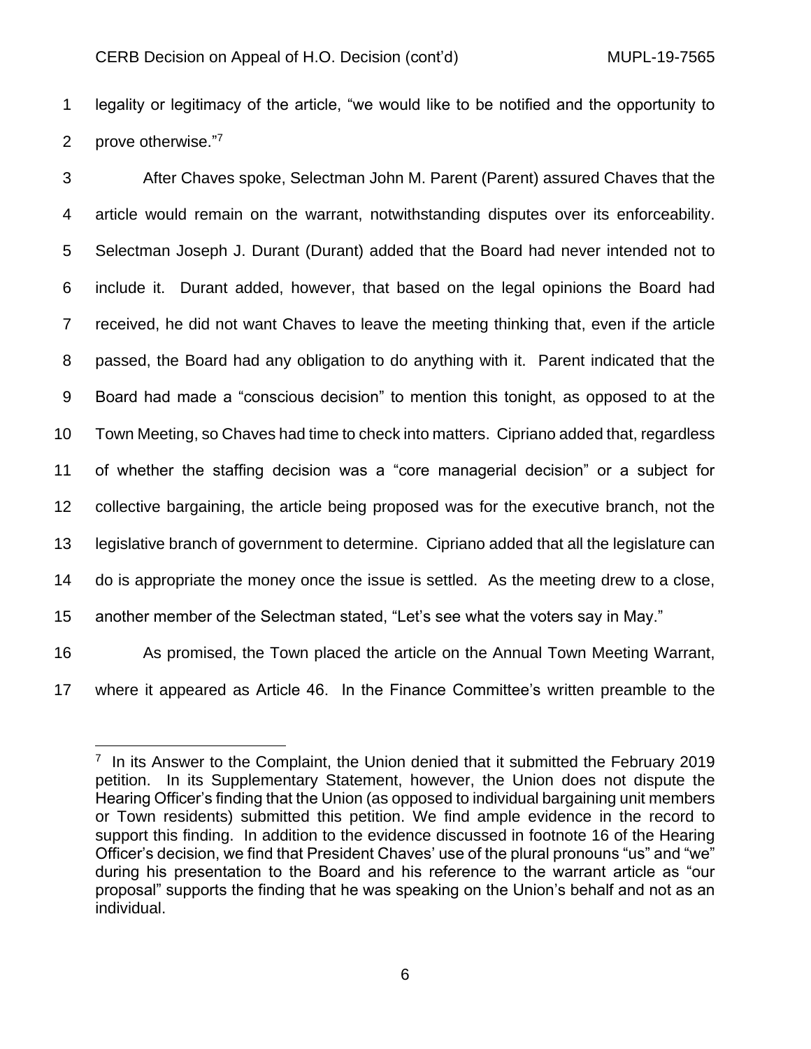legality or legitimacy of the article, "we would like to be notified and the opportunity to prove otherwise."[7]

After Chaves spoke, Selectman John M. Parent (Parent) assured Chaves that the article would remain on the warrant, notwithstanding disputes over its enforceability. Selectman Joseph J. Durant (Durant) added that the Board had never intended not to include it. Durant added, however, that based on the legal opinions the Board had received, he did not want Chaves to leave the meeting thinking that, even if the article passed, the Board had any obligation to do anything with it. Parent indicated that the Board had made a "conscious decision" to mention this tonight, as opposed to at the Town Meeting, so Chaves had time to check into matters. Cipriano added that, regardless of whether the staffing decision was a "core managerial decision" or a subject for collective bargaining, the article being proposed was for the executive branch, not the legislative branch of government to determine. Cipriano added that all the legislature can do is appropriate the money once the issue is settled. As the meeting drew to a close, another member of the Selectman stated, "Let's see what the voters say in May."

As promised, the Town placed the article on the Annual Town Meeting Warrant, where it appeared as Article 46. In the Finance Committee's written preamble to the

[7] In its Answer to the Complaint, the Union denied that it submitted the February 2019 petition. In its Supplementary Statement, however, the Union does not dispute the Hearing Officer's finding that the Union (as opposed to individual bargaining unit members or Town residents) submitted this petition. We find ample evidence in the record to support this finding. In addition to the evidence discussed in footnote 16 of the Hearing Officer's decision, we find that President Chaves' use of the plural pronouns "us" and "we" during his presentation to the Board and his reference to the warrant article as "our proposal" supports the finding that he was speaking on the Union's behalf and not as an individual.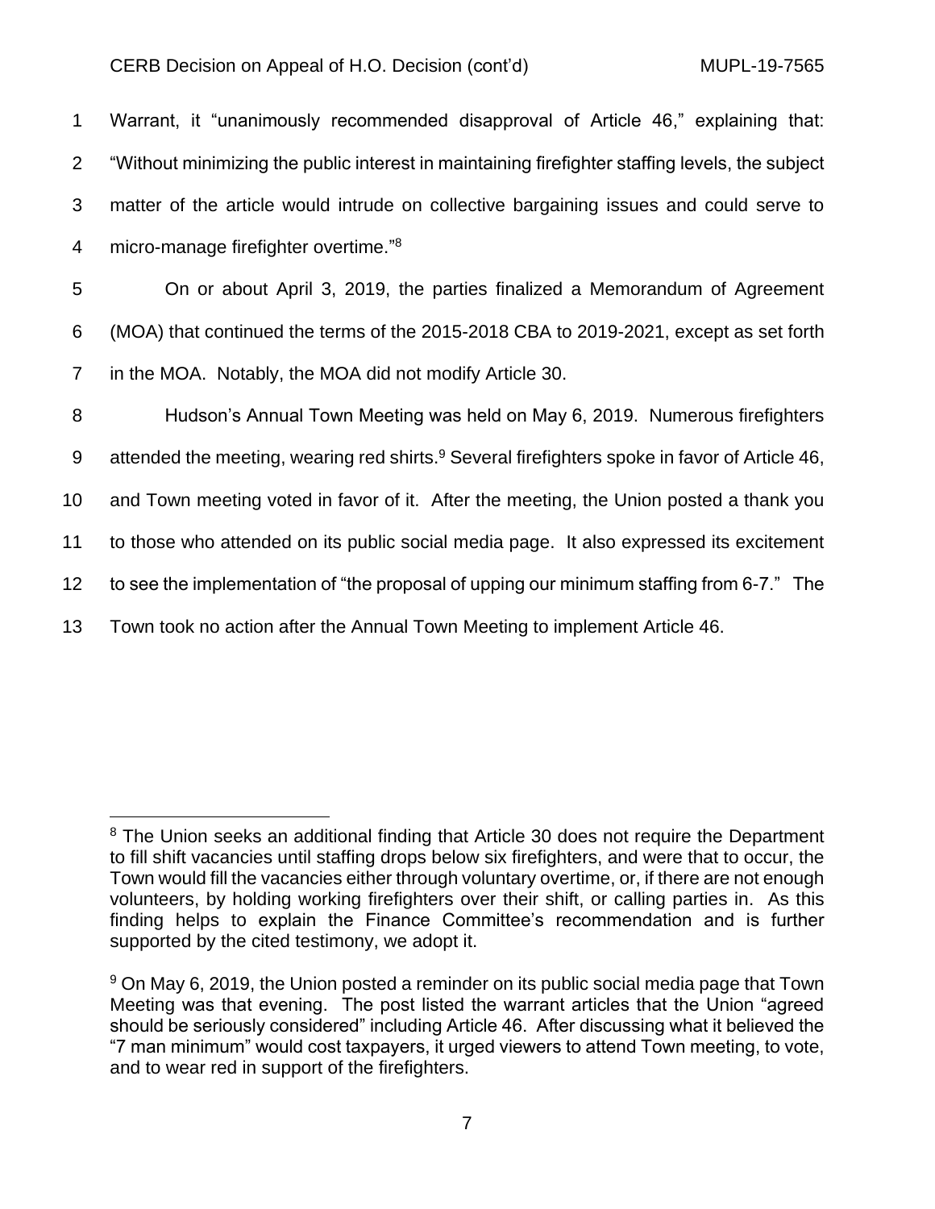Warrant, it "unanimously recommended disapproval of Article 46," explaining that: "Without minimizing the public interest in maintaining firefighter staffing levels, the subject matter of the article would intrude on collective bargaining issues and could serve to micro-manage firefighter overtime."[8]

On or about April 3, 2019, the parties finalized a Memorandum of Agreement (MOA) that continued the terms of the 2015-2018 CBA to 2019-2021, except as set forth in the MOA. Notably, the MOA did not modify Article 30.

Hudson's Annual Town Meeting was held on May 6, 2019. Numerous firefighters attended the meeting, wearing red shirts.[9] Several firefighters spoke in favor of Article 46, and Town meeting voted in favor of it. After the meeting, the Union posted a thank you to those who attended on its public social media page. It also expressed its excitement to see the implementation of "the proposal of upping our minimum staffing from 6-7." The Town took no action after the Annual Town Meeting to implement Article 46.

---

[8] The Union seeks an additional finding that Article 30 does not require the Department to fill shift vacancies until staffing drops below six firefighters, and were that to occur, the Town would fill the vacancies either through voluntary overtime, or, if there are not enough volunteers, by holding working firefighters over their shift, or calling parties in. As this finding helps to explain the Finance Committee's recommendation and is further supported by the cited testimony, we adopt it.

[9] On May 6, 2019, the Union posted a reminder on its public social media page that Town Meeting was that evening. The post listed the warrant articles that the Union "agreed should be seriously considered" including Article 46. After discussing what it believed the "7 man minimum" would cost taxpayers, it urged viewers to attend Town meeting, to vote, and to wear red in support of the firefighters.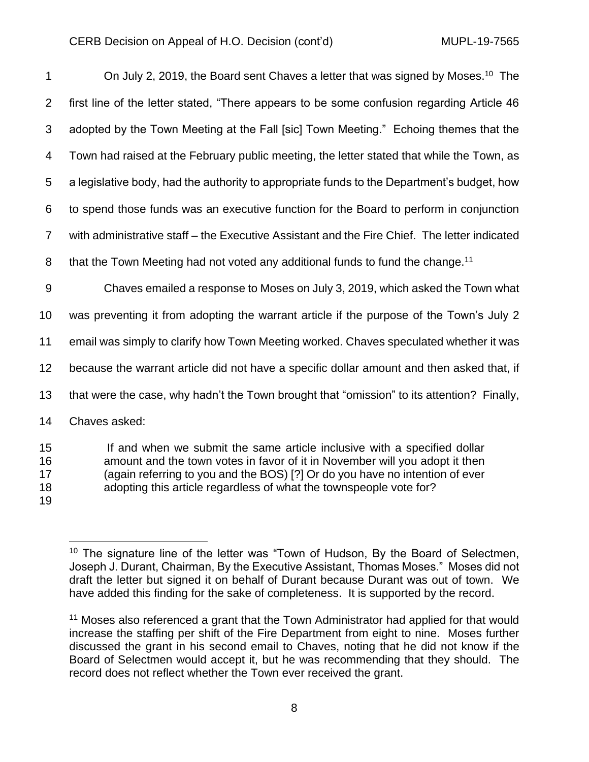On July 2, 2019, the Board sent Chaves a letter that was signed by Moses.[10] The first line of the letter stated, "There appears to be some confusion regarding Article 46 adopted by the Town Meeting at the Fall [sic] Town Meeting." Echoing themes that the Town had raised at the February public meeting, the letter stated that while the Town, as a legislative body, had the authority to appropriate funds to the Department's budget, how to spend those funds was an executive function for the Board to perform in conjunction with administrative staff – the Executive Assistant and the Fire Chief. The letter indicated that the Town Meeting had not voted any additional funds to fund the change.[11]

Chaves emailed a response to Moses on July 3, 2019, which asked the Town what was preventing it from adopting the warrant article if the purpose of the Town's July 2 email was simply to clarify how Town Meeting worked. Chaves speculated whether it was because the warrant article did not have a specific dollar amount and then asked that, if that were the case, why hadn't the Town brought that "omission" to its attention? Finally, Chaves asked:

> If and when we submit the same article inclusive with a specified dollar amount and the town votes in favor of it in November will you adopt it then (again referring to you and the BOS) [?] Or do you have no intention of ever adopting this article regardless of what the townspeople vote for?

---

[10] The signature line of the letter was "Town of Hudson, By the Board of Selectmen, Joseph J. Durant, Chairman, By the Executive Assistant, Thomas Moses." Moses did not draft the letter but signed it on behalf of Durant because Durant was out of town. We have added this finding for the sake of completeness. It is supported by the record.

[11] Moses also referenced a grant that the Town Administrator had applied for that would increase the staffing per shift of the Fire Department from eight to nine. Moses further discussed the grant in his second email to Chaves, noting that he did not know if the Board of Selectmen would accept it, but he was recommending that they should. The record does not reflect whether the Town ever received the grant.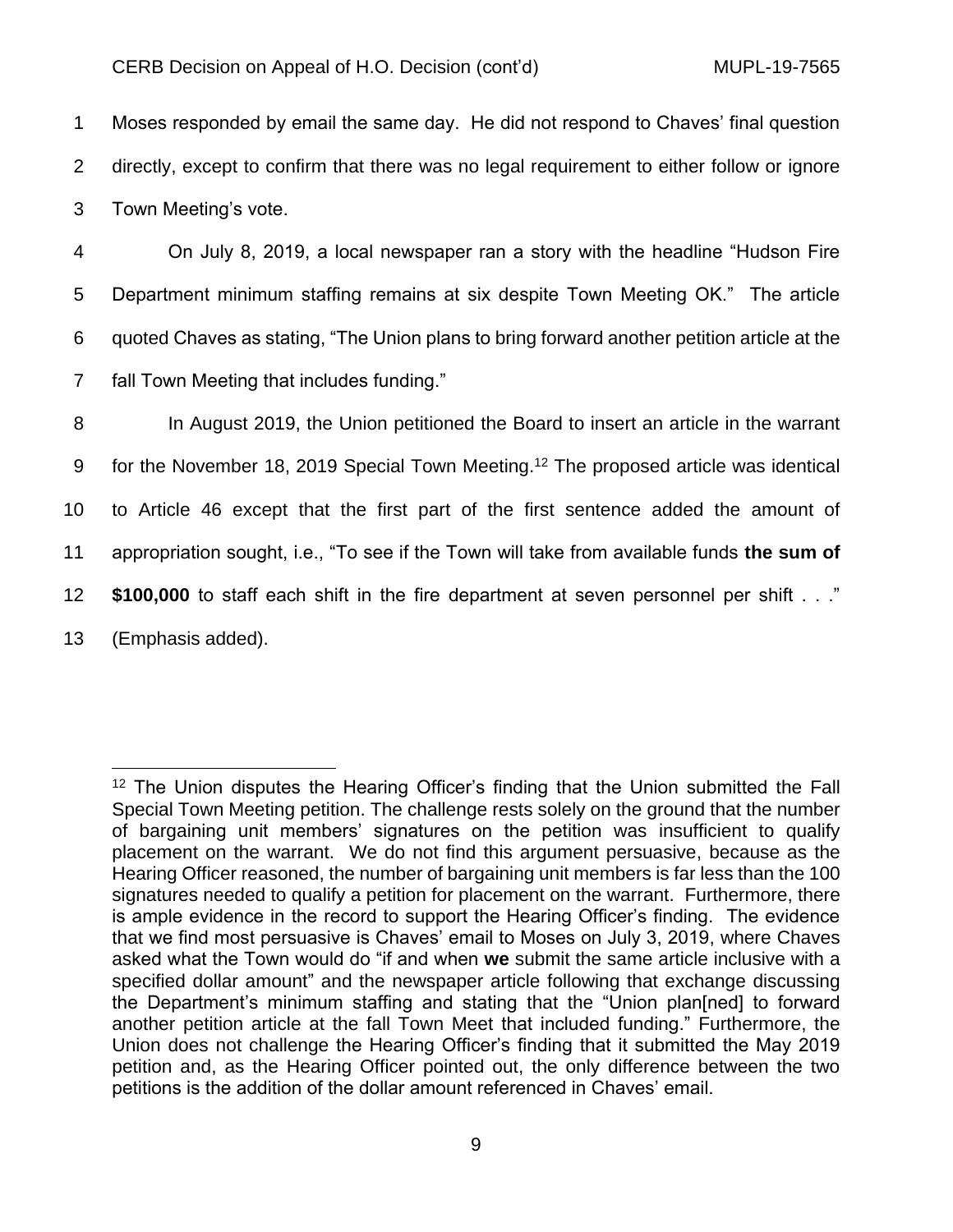Moses responded by email the same day. He did not respond to Chaves' final question directly, except to confirm that there was no legal requirement to either follow or ignore Town Meeting's vote.

On July 8, 2019, a local newspaper ran a story with the headline "Hudson Fire Department minimum staffing remains at six despite Town Meeting OK." The article quoted Chaves as stating, "The Union plans to bring forward another petition article at the fall Town Meeting that includes funding."

In August 2019, the Union petitioned the Board to insert an article in the warrant for the November 18, 2019 Special Town Meeting.[12] The proposed article was identical to Article 46 except that the first part of the first sentence added the amount of appropriation sought, i.e., "To see if the Town will take from available funds **the sum of $100,000** to staff each shift in the fire department at seven personnel per shift . . ." (Emphasis added).

---

[12] The Union disputes the Hearing Officer's finding that the Union submitted the Fall Special Town Meeting petition. The challenge rests solely on the ground that the number of bargaining unit members' signatures on the petition was insufficient to qualify placement on the warrant. We do not find this argument persuasive, because as the Hearing Officer reasoned, the number of bargaining unit members is far less than the 100 signatures needed to qualify a petition for placement on the warrant. Furthermore, there is ample evidence in the record to support the Hearing Officer's finding. The evidence that we find most persuasive is Chaves' email to Moses on July 3, 2019, where Chaves asked what the Town would do "if and when **we** submit the same article inclusive with a specified dollar amount" and the newspaper article following that exchange discussing the Department's minimum staffing and stating that the "Union plan[ned] to forward another petition article at the fall Town Meet that included funding." Furthermore, the Union does not challenge the Hearing Officer's finding that it submitted the May 2019 petition and, as the Hearing Officer pointed out, the only difference between the two petitions is the addition of the dollar amount referenced in Chaves' email.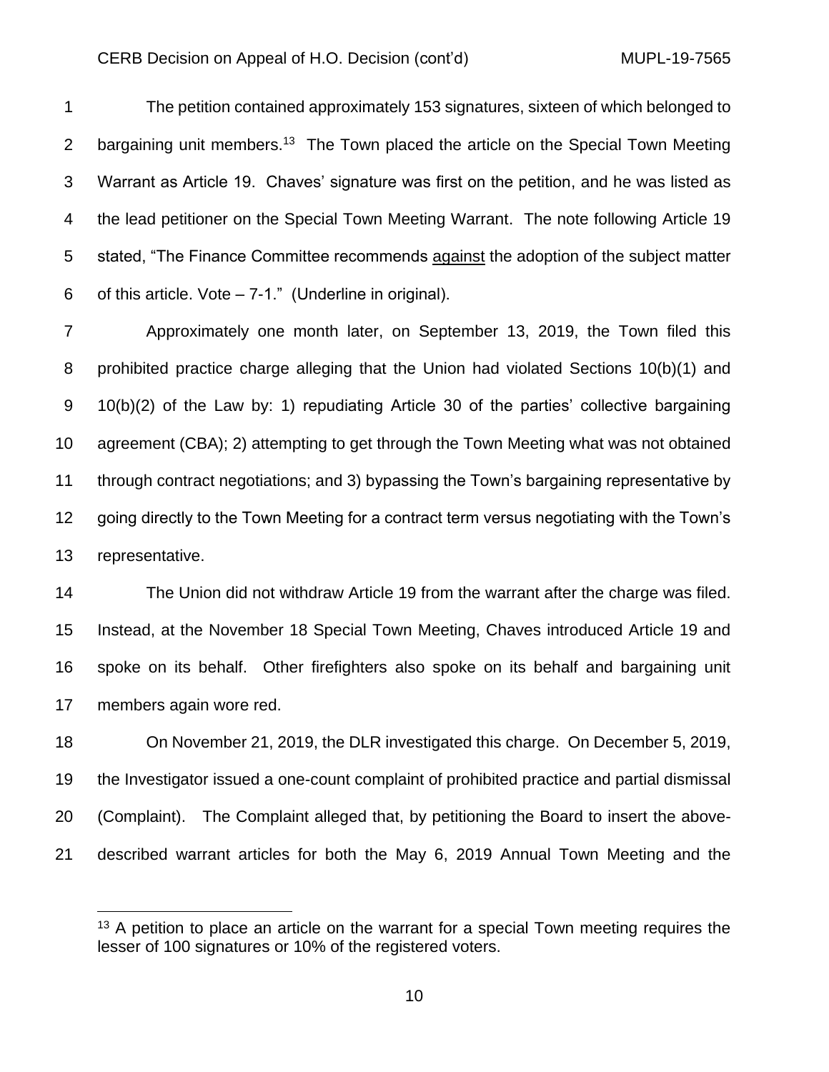The petition contained approximately 153 signatures, sixteen of which belonged to bargaining unit members.[13] The Town placed the article on the Special Town Meeting Warrant as Article 19. Chaves' signature was first on the petition, and he was listed as the lead petitioner on the Special Town Meeting Warrant. The note following Article 19 stated, "The Finance Committee recommends <u>against</u> the adoption of the subject matter of this article. Vote – 7-1." (Underline in original).

Approximately one month later, on September 13, 2019, the Town filed this prohibited practice charge alleging that the Union had violated Sections 10(b)(1) and 10(b)(2) of the Law by: 1) repudiating Article 30 of the parties' collective bargaining agreement (CBA); 2) attempting to get through the Town Meeting what was not obtained through contract negotiations; and 3) bypassing the Town's bargaining representative by going directly to the Town Meeting for a contract term versus negotiating with the Town's representative.

The Union did not withdraw Article 19 from the warrant after the charge was filed. Instead, at the November 18 Special Town Meeting, Chaves introduced Article 19 and spoke on its behalf. Other firefighters also spoke on its behalf and bargaining unit members again wore red.

On November 21, 2019, the DLR investigated this charge. On December 5, 2019, the Investigator issued a one-count complaint of prohibited practice and partial dismissal (Complaint). The Complaint alleged that, by petitioning the Board to insert the above-described warrant articles for both the May 6, 2019 Annual Town Meeting and the

---

[13] A petition to place an article on the warrant for a special Town meeting requires the lesser of 100 signatures or 10% of the registered voters.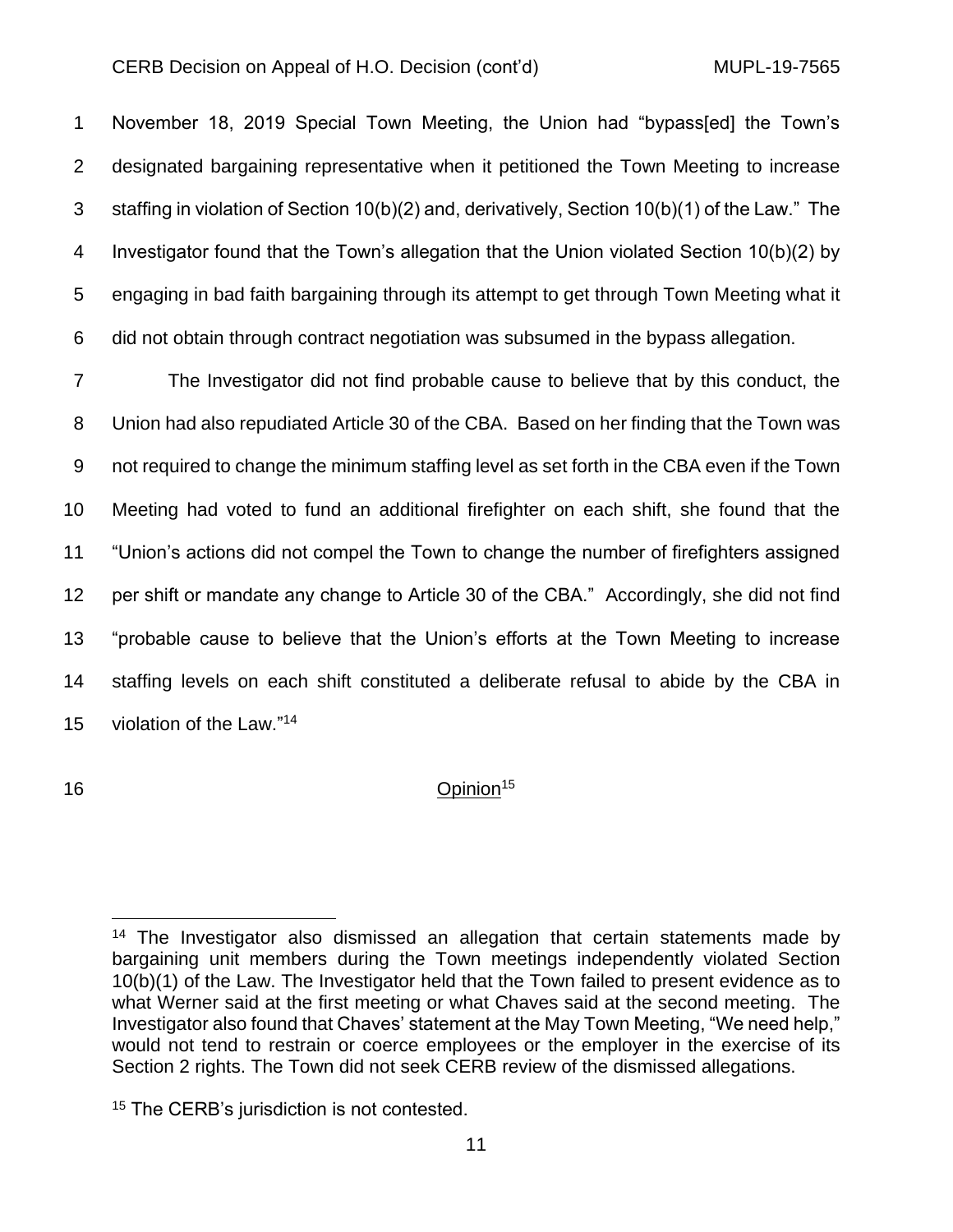November 18, 2019 Special Town Meeting, the Union had "bypass[ed] the Town's designated bargaining representative when it petitioned the Town Meeting to increase staffing in violation of Section 10(b)(2) and, derivatively, Section 10(b)(1) of the Law." The Investigator found that the Town's allegation that the Union violated Section 10(b)(2) by engaging in bad faith bargaining through its attempt to get through Town Meeting what it did not obtain through contract negotiation was subsumed in the bypass allegation.

The Investigator did not find probable cause to believe that by this conduct, the Union had also repudiated Article 30 of the CBA. Based on her finding that the Town was not required to change the minimum staffing level as set forth in the CBA even if the Town Meeting had voted to fund an additional firefighter on each shift, she found that the "Union's actions did not compel the Town to change the number of firefighters assigned per shift or mandate any change to Article 30 of the CBA." Accordingly, she did not find "probable cause to believe that the Union's efforts at the Town Meeting to increase staffing levels on each shift constituted a deliberate refusal to abide by the CBA in violation of the Law."[14]

## Opinion[15]

---

[14] The Investigator also dismissed an allegation that certain statements made by bargaining unit members during the Town meetings independently violated Section 10(b)(1) of the Law. The Investigator held that the Town failed to present evidence as to what Werner said at the first meeting or what Chaves said at the second meeting. The Investigator also found that Chaves' statement at the May Town Meeting, "We need help," would not tend to restrain or coerce employees or the employer in the exercise of its Section 2 rights. The Town did not seek CERB review of the dismissed allegations.

[15] The CERB's jurisdiction is not contested.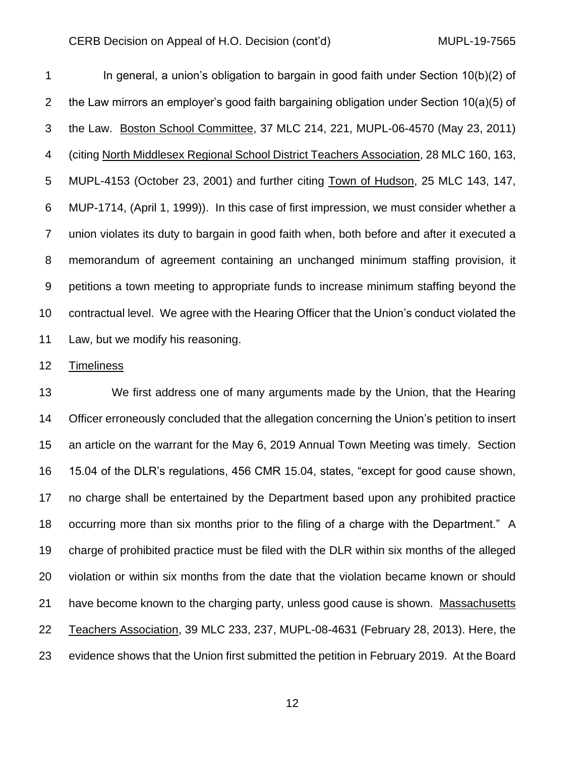In general, a union's obligation to bargain in good faith under Section 10(b)(2) of the Law mirrors an employer's good faith bargaining obligation under Section 10(a)(5) of the Law. Boston School Committee, 37 MLC 214, 221, MUPL-06-4570 (May 23, 2011) (citing North Middlesex Regional School District Teachers Association, 28 MLC 160, 163, MUPL-4153 (October 23, 2001) and further citing Town of Hudson, 25 MLC 143, 147, MUP-1714, (April 1, 1999)). In this case of first impression, we must consider whether a union violates its duty to bargain in good faith when, both before and after it executed a memorandum of agreement containing an unchanged minimum staffing provision, it petitions a town meeting to appropriate funds to increase minimum staffing beyond the contractual level. We agree with the Hearing Officer that the Union's conduct violated the Law, but we modify his reasoning.

Timeliness

We first address one of many arguments made by the Union, that the Hearing Officer erroneously concluded that the allegation concerning the Union's petition to insert an article on the warrant for the May 6, 2019 Annual Town Meeting was timely. Section 15.04 of the DLR's regulations, 456 CMR 15.04, states, "except for good cause shown, no charge shall be entertained by the Department based upon any prohibited practice occurring more than six months prior to the filing of a charge with the Department." A charge of prohibited practice must be filed with the DLR within six months of the alleged violation or within six months from the date that the violation became known or should have become known to the charging party, unless good cause is shown. Massachusetts Teachers Association, 39 MLC 233, 237, MUPL-08-4631 (February 28, 2013). Here, the evidence shows that the Union first submitted the petition in February 2019. At the Board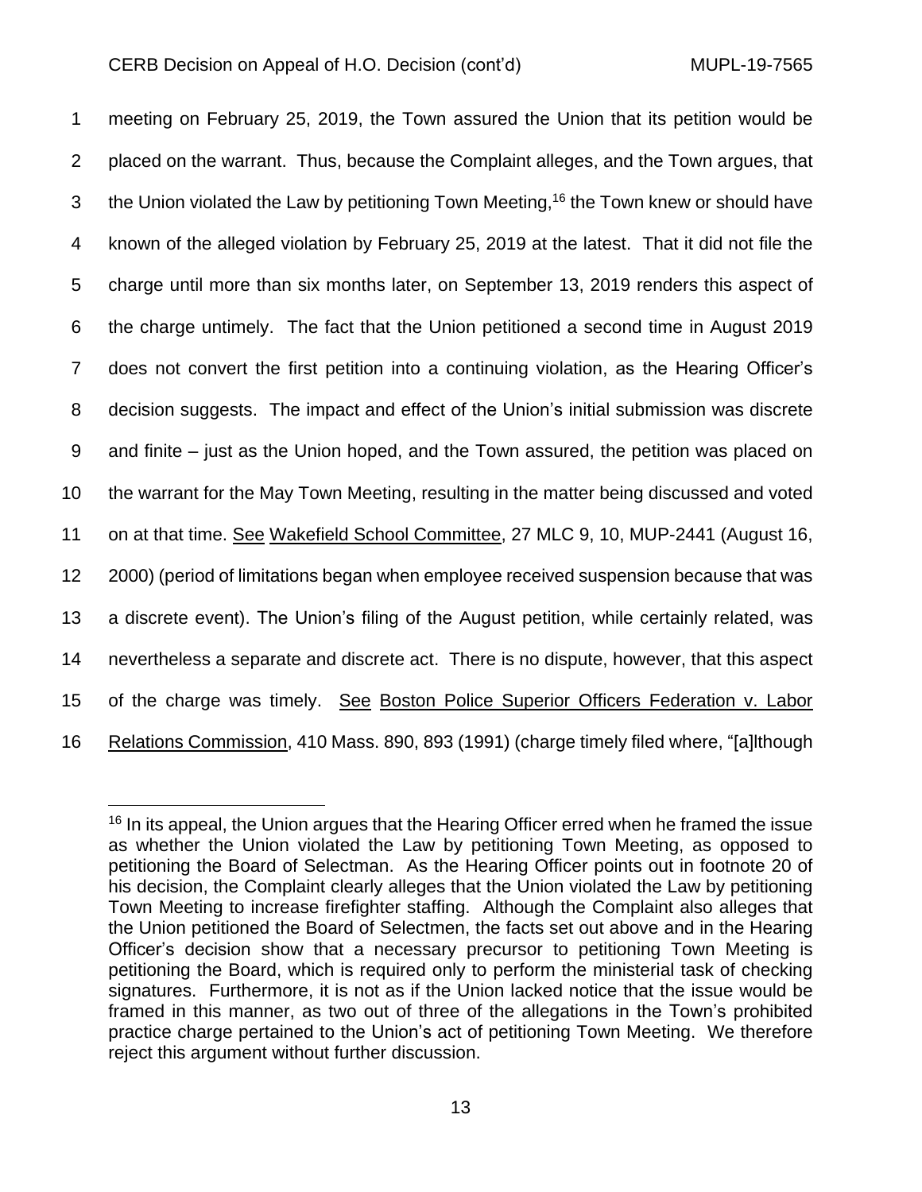meeting on February 25, 2019, the Town assured the Union that its petition would be placed on the warrant. Thus, because the Complaint alleges, and the Town argues, that the Union violated the Law by petitioning Town Meeting,[16] the Town knew or should have known of the alleged violation by February 25, 2019 at the latest. That it did not file the charge until more than six months later, on September 13, 2019 renders this aspect of the charge untimely. The fact that the Union petitioned a second time in August 2019 does not convert the first petition into a continuing violation, as the Hearing Officer's decision suggests. The impact and effect of the Union's initial submission was discrete and finite – just as the Union hoped, and the Town assured, the petition was placed on the warrant for the May Town Meeting, resulting in the matter being discussed and voted on at that time. See Wakefield School Committee, 27 MLC 9, 10, MUP-2441 (August 16, 2000) (period of limitations began when employee received suspension because that was a discrete event). The Union's filing of the August petition, while certainly related, was nevertheless a separate and discrete act. There is no dispute, however, that this aspect of the charge was timely. See Boston Police Superior Officers Federation v. Labor Relations Commission, 410 Mass. 890, 893 (1991) (charge timely filed where, "[a]lthough

[16] In its appeal, the Union argues that the Hearing Officer erred when he framed the issue as whether the Union violated the Law by petitioning Town Meeting, as opposed to petitioning the Board of Selectman. As the Hearing Officer points out in footnote 20 of his decision, the Complaint clearly alleges that the Union violated the Law by petitioning Town Meeting to increase firefighter staffing. Although the Complaint also alleges that the Union petitioned the Board of Selectmen, the facts set out above and in the Hearing Officer's decision show that a necessary precursor to petitioning Town Meeting is petitioning the Board, which is required only to perform the ministerial task of checking signatures. Furthermore, it is not as if the Union lacked notice that the issue would be framed in this manner, as two out of three of the allegations in the Town's prohibited practice charge pertained to the Union's act of petitioning Town Meeting. We therefore reject this argument without further discussion.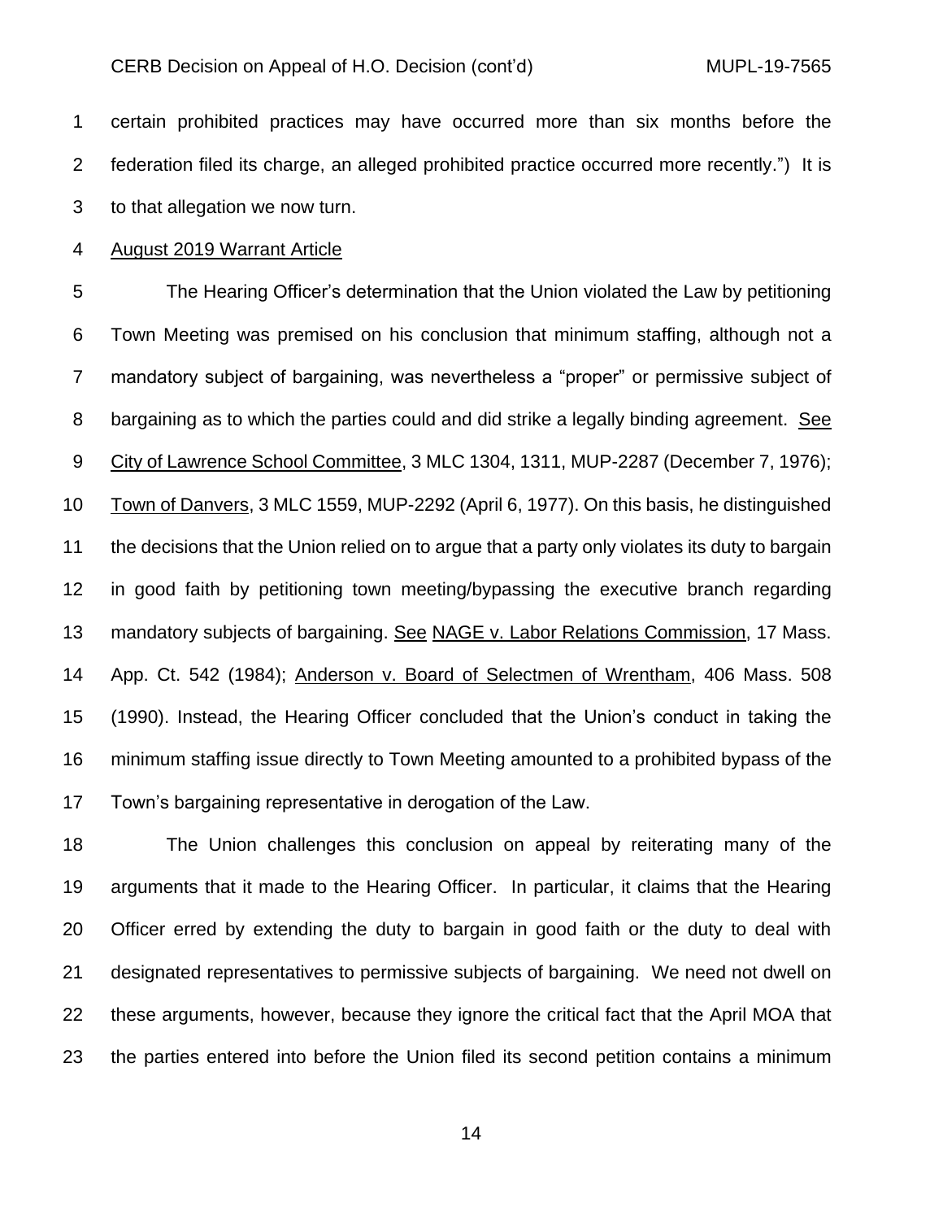certain prohibited practices may have occurred more than six months before the federation filed its charge, an alleged prohibited practice occurred more recently.") It is to that allegation we now turn.

August 2019 Warrant Article

The Hearing Officer's determination that the Union violated the Law by petitioning Town Meeting was premised on his conclusion that minimum staffing, although not a mandatory subject of bargaining, was nevertheless a "proper" or permissive subject of bargaining as to which the parties could and did strike a legally binding agreement. See City of Lawrence School Committee, 3 MLC 1304, 1311, MUP-2287 (December 7, 1976); Town of Danvers, 3 MLC 1559, MUP-2292 (April 6, 1977). On this basis, he distinguished the decisions that the Union relied on to argue that a party only violates its duty to bargain in good faith by petitioning town meeting/bypassing the executive branch regarding mandatory subjects of bargaining. See NAGE v. Labor Relations Commission, 17 Mass. App. Ct. 542 (1984); Anderson v. Board of Selectmen of Wrentham, 406 Mass. 508 (1990). Instead, the Hearing Officer concluded that the Union's conduct in taking the minimum staffing issue directly to Town Meeting amounted to a prohibited bypass of the Town's bargaining representative in derogation of the Law.

The Union challenges this conclusion on appeal by reiterating many of the arguments that it made to the Hearing Officer. In particular, it claims that the Hearing Officer erred by extending the duty to bargain in good faith or the duty to deal with designated representatives to permissive subjects of bargaining. We need not dwell on these arguments, however, because they ignore the critical fact that the April MOA that the parties entered into before the Union filed its second petition contains a minimum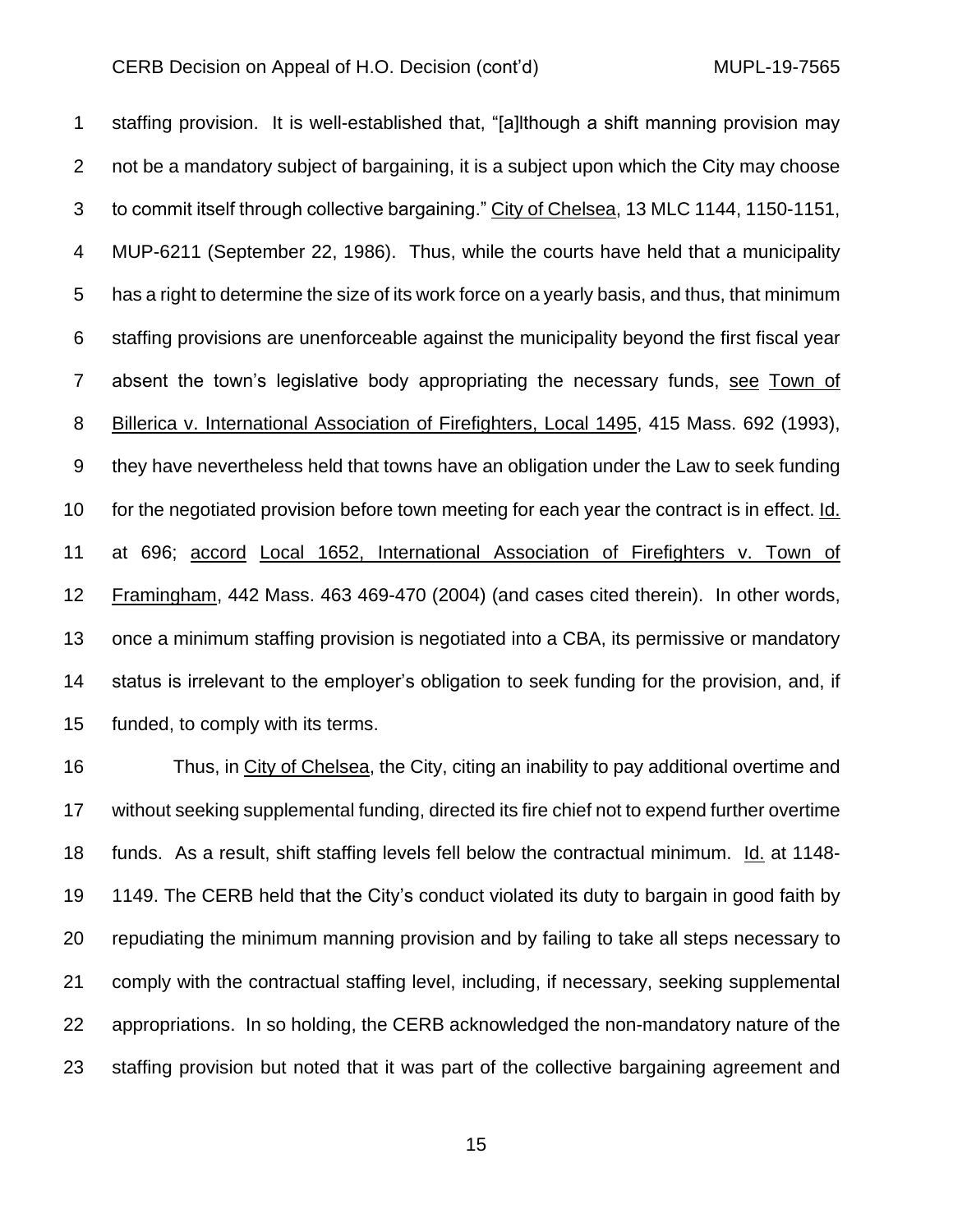staffing provision. It is well-established that, "[a]lthough a shift manning provision may not be a mandatory subject of bargaining, it is a subject upon which the City may choose to commit itself through collective bargaining." City of Chelsea, 13 MLC 1144, 1150-1151, MUP-6211 (September 22, 1986). Thus, while the courts have held that a municipality has a right to determine the size of its work force on a yearly basis, and thus, that minimum staffing provisions are unenforceable against the municipality beyond the first fiscal year absent the town's legislative body appropriating the necessary funds, see Town of Billerica v. International Association of Firefighters, Local 1495, 415 Mass. 692 (1993), they have nevertheless held that towns have an obligation under the Law to seek funding for the negotiated provision before town meeting for each year the contract is in effect. Id. at 696; accord Local 1652, International Association of Firefighters v. Town of Framingham, 442 Mass. 463 469-470 (2004) (and cases cited therein). In other words, once a minimum staffing provision is negotiated into a CBA, its permissive or mandatory status is irrelevant to the employer's obligation to seek funding for the provision, and, if funded, to comply with its terms.

Thus, in City of Chelsea, the City, citing an inability to pay additional overtime and without seeking supplemental funding, directed its fire chief not to expend further overtime funds. As a result, shift staffing levels fell below the contractual minimum. Id. at 1148-1149. The CERB held that the City's conduct violated its duty to bargain in good faith by repudiating the minimum manning provision and by failing to take all steps necessary to comply with the contractual staffing level, including, if necessary, seeking supplemental appropriations. In so holding, the CERB acknowledged the non-mandatory nature of the staffing provision but noted that it was part of the collective bargaining agreement and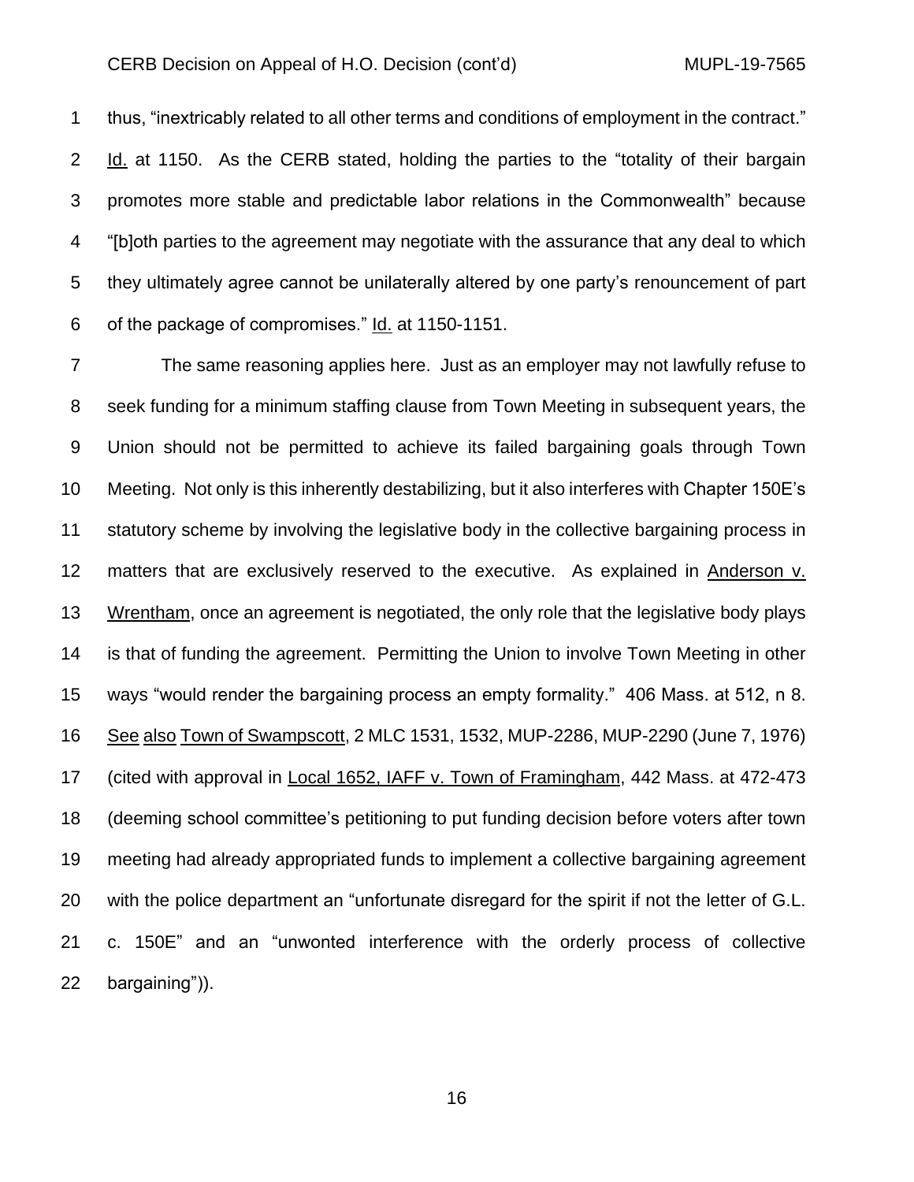thus, "inextricably related to all other terms and conditions of employment in the contract." Id. at 1150. As the CERB stated, holding the parties to the "totality of their bargain promotes more stable and predictable labor relations in the Commonwealth" because "[b]oth parties to the agreement may negotiate with the assurance that any deal to which they ultimately agree cannot be unilaterally altered by one party's renouncement of part of the package of compromises." Id. at 1150-1151.

The same reasoning applies here. Just as an employer may not lawfully refuse to seek funding for a minimum staffing clause from Town Meeting in subsequent years, the Union should not be permitted to achieve its failed bargaining goals through Town Meeting. Not only is this inherently destabilizing, but it also interferes with Chapter 150E's statutory scheme by involving the legislative body in the collective bargaining process in matters that are exclusively reserved to the executive. As explained in Anderson v. Wrentham, once an agreement is negotiated, the only role that the legislative body plays is that of funding the agreement. Permitting the Union to involve Town Meeting in other ways "would render the bargaining process an empty formality." 406 Mass. at 512, n 8. See also Town of Swampscott, 2 MLC 1531, 1532, MUP-2286, MUP-2290 (June 7, 1976) (cited with approval in Local 1652, IAFF v. Town of Framingham, 442 Mass. at 472-473 (deeming school committee's petitioning to put funding decision before voters after town meeting had already appropriated funds to implement a collective bargaining agreement with the police department an "unfortunate disregard for the spirit if not the letter of G.L. c. 150E" and an "unwonted interference with the orderly process of collective bargaining")).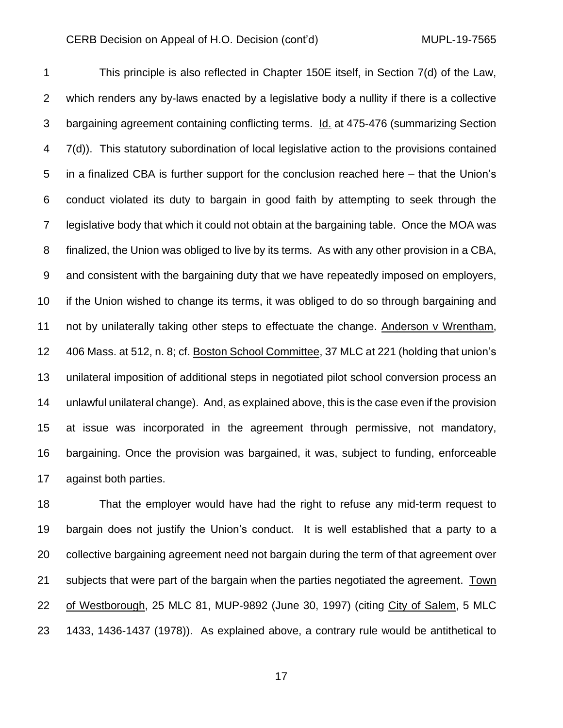This principle is also reflected in Chapter 150E itself, in Section 7(d) of the Law, which renders any by-laws enacted by a legislative body a nullity if there is a collective bargaining agreement containing conflicting terms. Id. at 475-476 (summarizing Section 7(d)). This statutory subordination of local legislative action to the provisions contained in a finalized CBA is further support for the conclusion reached here – that the Union's conduct violated its duty to bargain in good faith by attempting to seek through the legislative body that which it could not obtain at the bargaining table. Once the MOA was finalized, the Union was obliged to live by its terms. As with any other provision in a CBA, and consistent with the bargaining duty that we have repeatedly imposed on employers, if the Union wished to change its terms, it was obliged to do so through bargaining and not by unilaterally taking other steps to effectuate the change. Anderson v Wrentham, 406 Mass. at 512, n. 8; cf. Boston School Committee, 37 MLC at 221 (holding that union's unilateral imposition of additional steps in negotiated pilot school conversion process an unlawful unilateral change). And, as explained above, this is the case even if the provision at issue was incorporated in the agreement through permissive, not mandatory, bargaining. Once the provision was bargained, it was, subject to funding, enforceable against both parties.

That the employer would have had the right to refuse any mid-term request to bargain does not justify the Union's conduct. It is well established that a party to a collective bargaining agreement need not bargain during the term of that agreement over subjects that were part of the bargain when the parties negotiated the agreement. Town of Westborough, 25 MLC 81, MUP-9892 (June 30, 1997) (citing City of Salem, 5 MLC 1433, 1436-1437 (1978)). As explained above, a contrary rule would be antithetical to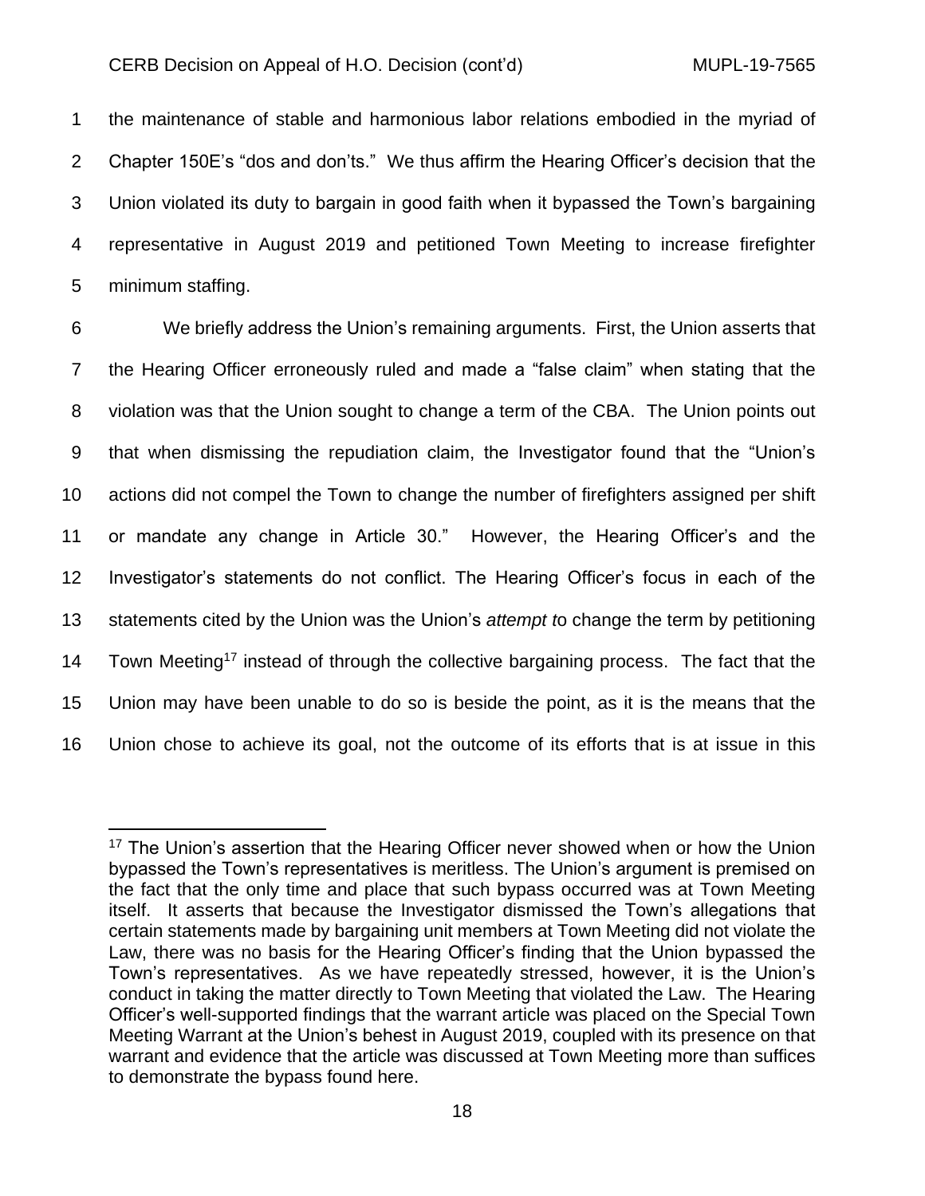the maintenance of stable and harmonious labor relations embodied in the myriad of Chapter 150E's "dos and don'ts." We thus affirm the Hearing Officer's decision that the Union violated its duty to bargain in good faith when it bypassed the Town's bargaining representative in August 2019 and petitioned Town Meeting to increase firefighter minimum staffing.

We briefly address the Union's remaining arguments. First, the Union asserts that the Hearing Officer erroneously ruled and made a "false claim" when stating that the violation was that the Union sought to change a term of the CBA. The Union points out that when dismissing the repudiation claim, the Investigator found that the "Union's actions did not compel the Town to change the number of firefighters assigned per shift or mandate any change in Article 30." However, the Hearing Officer's and the Investigator's statements do not conflict. The Hearing Officer's focus in each of the statements cited by the Union was the Union's *attempt t*o change the term by petitioning Town Meeting[17] instead of through the collective bargaining process. The fact that the Union may have been unable to do so is beside the point, as it is the means that the Union chose to achieve its goal, not the outcome of its efforts that is at issue in this

---

[17] The Union's assertion that the Hearing Officer never showed when or how the Union bypassed the Town's representatives is meritless. The Union's argument is premised on the fact that the only time and place that such bypass occurred was at Town Meeting itself. It asserts that because the Investigator dismissed the Town's allegations that certain statements made by bargaining unit members at Town Meeting did not violate the Law, there was no basis for the Hearing Officer's finding that the Union bypassed the Town's representatives. As we have repeatedly stressed, however, it is the Union's conduct in taking the matter directly to Town Meeting that violated the Law. The Hearing Officer's well-supported findings that the warrant article was placed on the Special Town Meeting Warrant at the Union's behest in August 2019, coupled with its presence on that warrant and evidence that the article was discussed at Town Meeting more than suffices to demonstrate the bypass found here.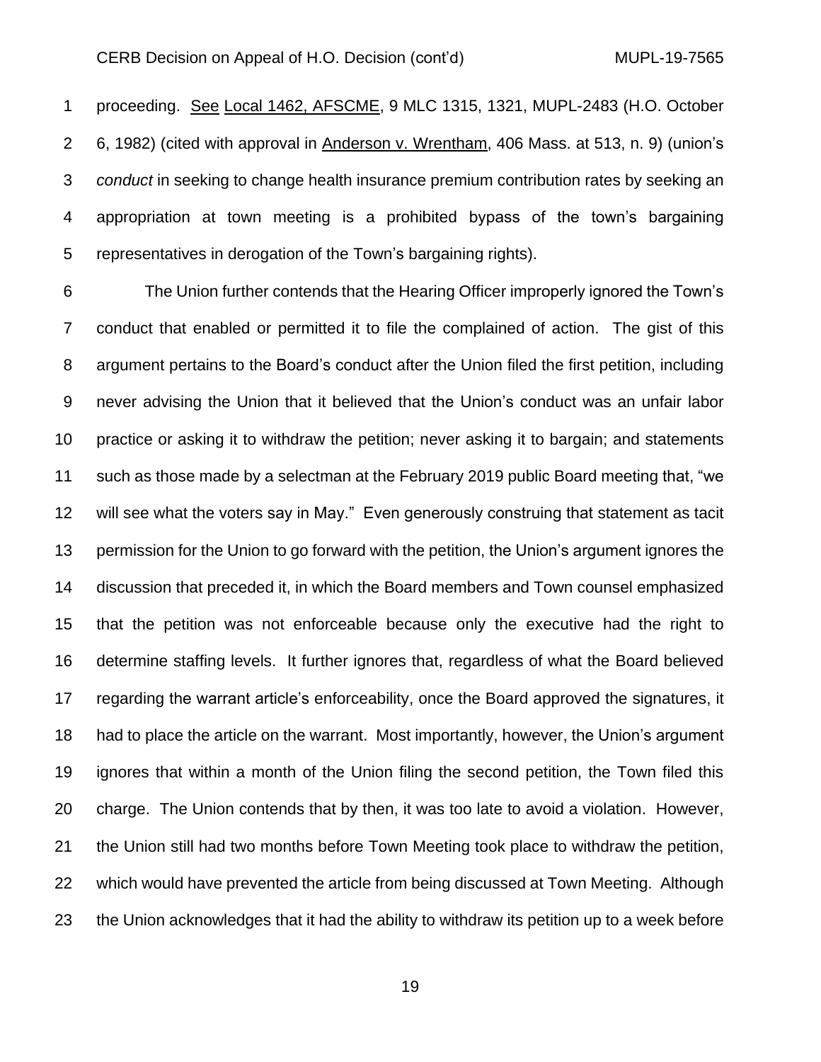proceeding. See Local 1462, AFSCME, 9 MLC 1315, 1321, MUPL-2483 (H.O. October 6, 1982) (cited with approval in Anderson v. Wrentham, 406 Mass. at 513, n. 9) (union's *conduct* in seeking to change health insurance premium contribution rates by seeking an appropriation at town meeting is a prohibited bypass of the town's bargaining representatives in derogation of the Town's bargaining rights).

The Union further contends that the Hearing Officer improperly ignored the Town's conduct that enabled or permitted it to file the complained of action. The gist of this argument pertains to the Board's conduct after the Union filed the first petition, including never advising the Union that it believed that the Union's conduct was an unfair labor practice or asking it to withdraw the petition; never asking it to bargain; and statements such as those made by a selectman at the February 2019 public Board meeting that, "we will see what the voters say in May." Even generously construing that statement as tacit permission for the Union to go forward with the petition, the Union's argument ignores the discussion that preceded it, in which the Board members and Town counsel emphasized that the petition was not enforceable because only the executive had the right to determine staffing levels. It further ignores that, regardless of what the Board believed regarding the warrant article's enforceability, once the Board approved the signatures, it had to place the article on the warrant. Most importantly, however, the Union's argument ignores that within a month of the Union filing the second petition, the Town filed this charge. The Union contends that by then, it was too late to avoid a violation. However, the Union still had two months before Town Meeting took place to withdraw the petition, which would have prevented the article from being discussed at Town Meeting. Although the Union acknowledges that it had the ability to withdraw its petition up to a week before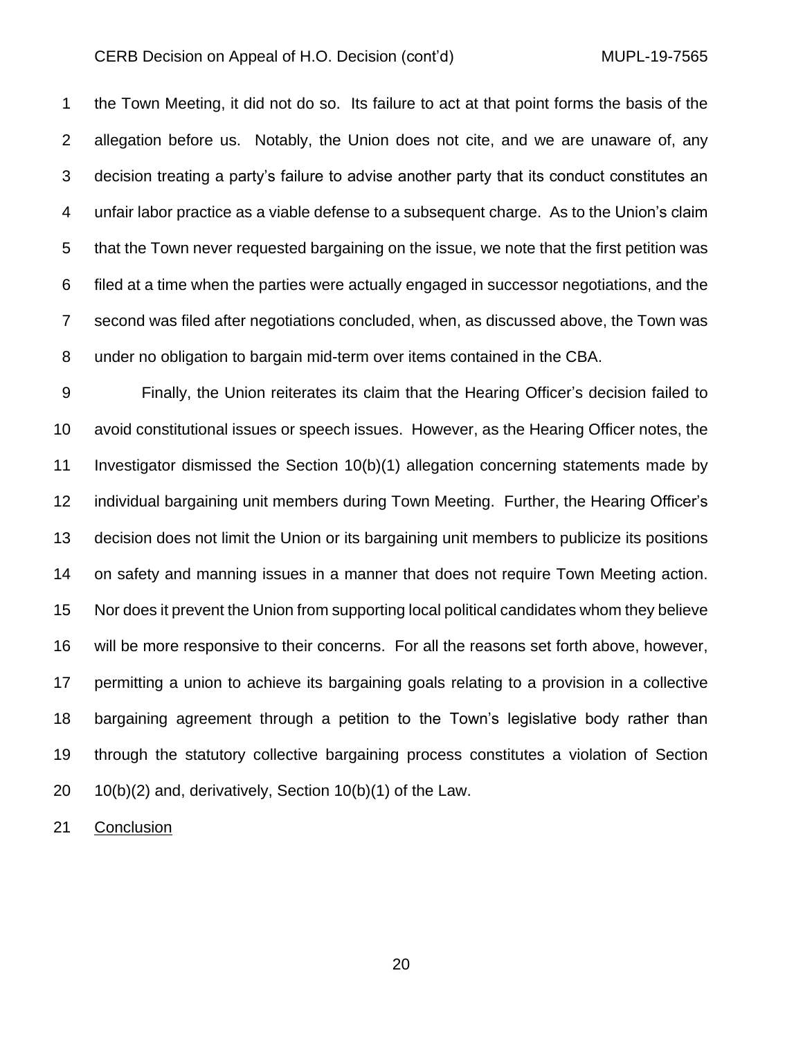the Town Meeting, it did not do so. Its failure to act at that point forms the basis of the allegation before us. Notably, the Union does not cite, and we are unaware of, any decision treating a party's failure to advise another party that its conduct constitutes an unfair labor practice as a viable defense to a subsequent charge. As to the Union's claim that the Town never requested bargaining on the issue, we note that the first petition was filed at a time when the parties were actually engaged in successor negotiations, and the second was filed after negotiations concluded, when, as discussed above, the Town was under no obligation to bargain mid-term over items contained in the CBA.

Finally, the Union reiterates its claim that the Hearing Officer's decision failed to avoid constitutional issues or speech issues. However, as the Hearing Officer notes, the Investigator dismissed the Section 10(b)(1) allegation concerning statements made by individual bargaining unit members during Town Meeting. Further, the Hearing Officer's decision does not limit the Union or its bargaining unit members to publicize its positions on safety and manning issues in a manner that does not require Town Meeting action. Nor does it prevent the Union from supporting local political candidates whom they believe will be more responsive to their concerns. For all the reasons set forth above, however, permitting a union to achieve its bargaining goals relating to a provision in a collective bargaining agreement through a petition to the Town's legislative body rather than through the statutory collective bargaining process constitutes a violation of Section 10(b)(2) and, derivatively, Section 10(b)(1) of the Law.

Conclusion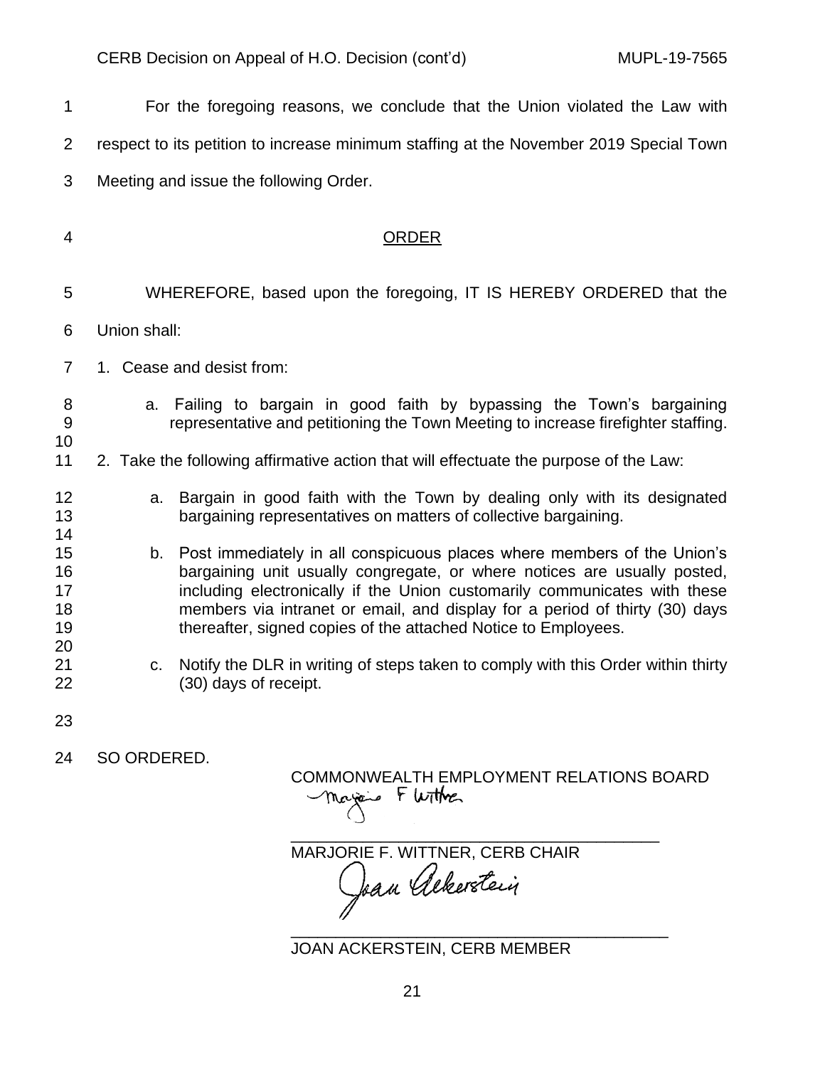For the foregoing reasons, we conclude that the Union violated the Law with respect to its petition to increase minimum staffing at the November 2019 Special Town Meeting and issue the following Order.

## ORDER

WHEREFORE, based upon the foregoing, IT IS HEREBY ORDERED that the Union shall:

1. Cease and desist from:

   a. Failing to bargain in good faith by bypassing the Town's bargaining representative and petitioning the Town Meeting to increase firefighter staffing.

2. Take the following affirmative action that will effectuate the purpose of the Law:

   a. Bargain in good faith with the Town by dealing only with its designated bargaining representatives on matters of collective bargaining.

   b. Post immediately in all conspicuous places where members of the Union's bargaining unit usually congregate, or where notices are usually posted, including electronically if the Union customarily communicates with these members via intranet or email, and display for a period of thirty (30) days thereafter, signed copies of the attached Notice to Employees.

   c. Notify the DLR in writing of steps taken to comply with this Order within thirty (30) days of receipt.

SO ORDERED.

COMMONWEALTH EMPLOYMENT RELATIONS BOARD

MARJORIE F. WITTNER, CERB CHAIR

JOAN ACKERSTEIN, CERB MEMBER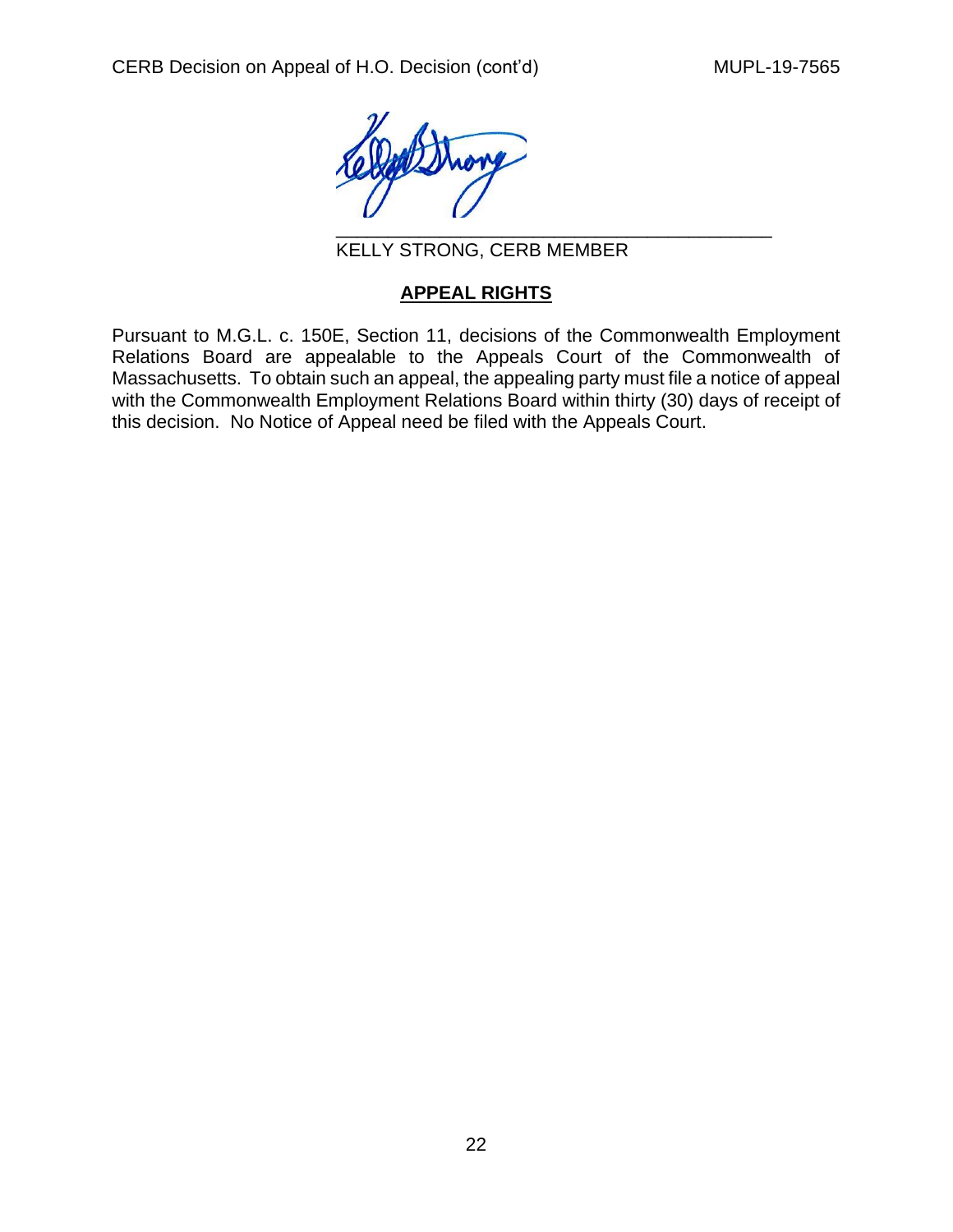\_\_\_\_\_\_\_\_\_\_\_\_\_\_\_\_\_\_\_\_\_\_\_\_\_\_\_\_\_\_\_\_\_\_\_\_\_\_\_\_\_\_

KELLY STRONG, CERB MEMBER

## **APPEAL RIGHTS**

Pursuant to M.G.L. c. 150E, Section 11, decisions of the Commonwealth Employment Relations Board are appealable to the Appeals Court of the Commonwealth of Massachusetts. To obtain such an appeal, the appealing party must file a notice of appeal with the Commonwealth Employment Relations Board within thirty (30) days of receipt of this decision. No Notice of Appeal need be filed with the Appeals Court.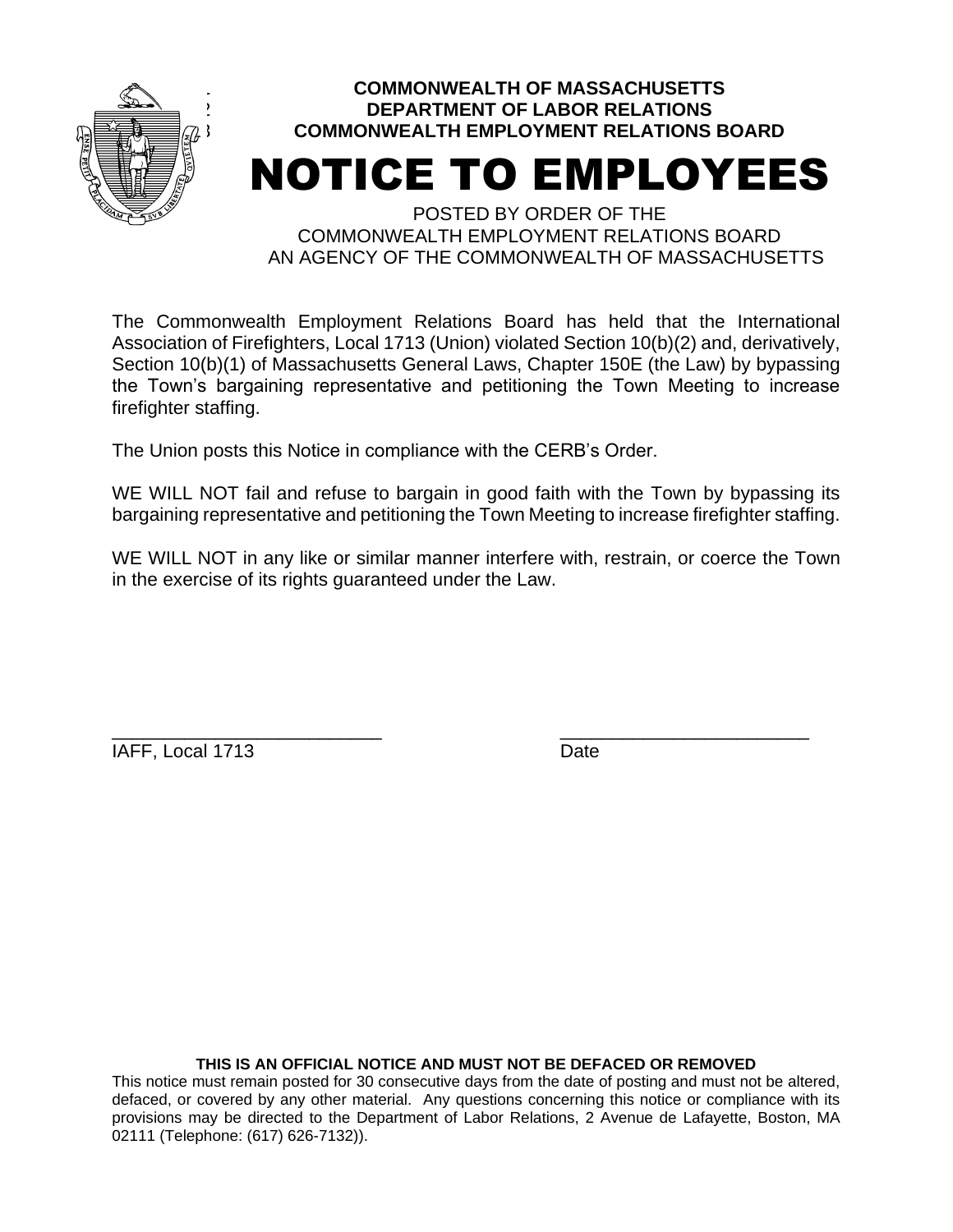**COMMONWEALTH OF MASSACHUSETTS**
**DEPARTMENT OF LABOR RELATIONS**
**COMMONWEALTH EMPLOYMENT RELATIONS BOARD**

# NOTICE TO EMPLOYEES

POSTED BY ORDER OF THE
COMMONWEALTH EMPLOYMENT RELATIONS BOARD
AN AGENCY OF THE COMMONWEALTH OF MASSACHUSETTS

The Commonwealth Employment Relations Board has held that the International Association of Firefighters, Local 1713 (Union) violated Section 10(b)(2) and, derivatively, Section 10(b)(1) of Massachusetts General Laws, Chapter 150E (the Law) by bypassing the Town's bargaining representative and petitioning the Town Meeting to increase firefighter staffing.

The Union posts this Notice in compliance with the CERB's Order.

WE WILL NOT fail and refuse to bargain in good faith with the Town by bypassing its bargaining representative and petitioning the Town Meeting to increase firefighter staffing.

WE WILL NOT in any like or similar manner interfere with, restrain, or coerce the Town in the exercise of its rights guaranteed under the Law.

\_\_\_\_\_\_\_\_\_\_\_\_\_\_\_\_\_\_\_\_\_\_\_\_\_\_ \_\_\_\_\_\_\_\_\_\_\_\_\_\_\_\_\_\_\_\_\_\_\_\_
IAFF, Local 1713 Date

**THIS IS AN OFFICIAL NOTICE AND MUST NOT BE DEFACED OR REMOVED**

This notice must remain posted for 30 consecutive days from the date of posting and must not be altered, defaced, or covered by any other material. Any questions concerning this notice or compliance with its provisions may be directed to the Department of Labor Relations, 2 Avenue de Lafayette, Boston, MA 02111 (Telephone: (617) 626-7132)).